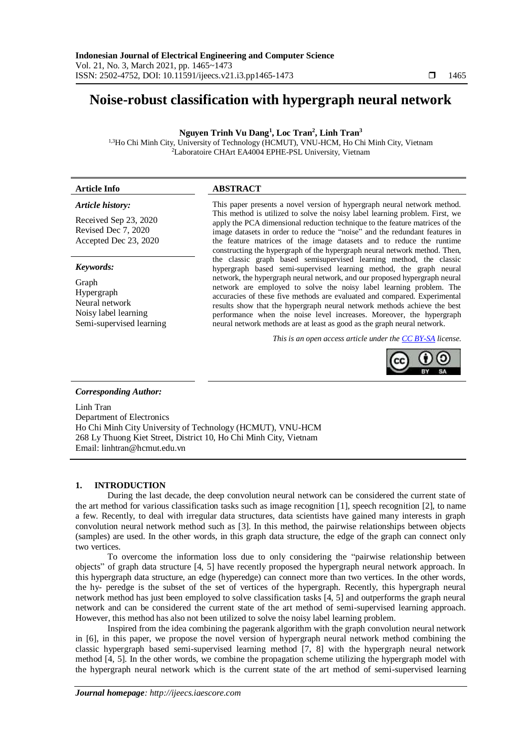# Noise-robust classification with hypergraph neural network

**Nguyen Trinh Vu Dang[1], Loc Tran[2], Linh Tran[3]**

[1,3]Ho Chi Minh City, University of Technology (HCMUT), VNU-HCM, Ho Chi Minh City, Vietnam
[2]Laboratoire CHArt EA4004 EPHE-PSL University, Vietnam

| **Article Info** | **ABSTRACT** |
|---|---|
| ***Article history:*** Received Sep 23, 2020; Revised Dec 7, 2020; Accepted Dec 23, 2020 | This paper presents a novel version of hypergraph neural network method. This method is utilized to solve the noisy label learning problem. First, we apply the PCA dimensional reduction technique to the feature matrices of the image datasets in order to reduce the "noise" and the redundant features in the feature matrices of the image datasets and to reduce the runtime constructing the hypergraph of the hypergraph neural network method. Then, the classic graph based semisupervised learning method, the classic hypergraph based semi-supervised learning method, the graph neural network, the hypergraph neural network, and our proposed hypergraph neural network are employed to solve the noisy label learning problem. The accuracies of these five methods are evaluated and compared. Experimental results show that the hypergraph neural network methods achieve the best performance when the noise level increases. Moreover, the hypergraph neural network methods are at least as good as the graph neural network. |
| ***Keywords:*** Graph; Hypergraph; Neural network; Noisy label learning; Semi-supervised learning | *This is an open access article under the CC BY-SA license.* |

***Corresponding Author:***

Linh Tran
Department of Electronics
Ho Chi Minh City University of Technology (HCMUT), VNU-HCM
268 Ly Thuong Kiet Street, District 10, Ho Chi Minh City, Vietnam
Email: linhtran@hcmut.edu.vn

## 1. INTRODUCTION

During the last decade, the deep convolution neural network can be considered the current state of the art method for various classification tasks such as image recognition [1], speech recognition [2], to name a few. Recently, to deal with irregular data structures, data scientists have gained many interests in graph convolution neural network method such as [3]. In this method, the pairwise relationships between objects (samples) are used. In the other words, in this graph data structure, the edge of the graph can connect only two vertices.

To overcome the information loss due to only considering the "pairwise relationship between objects" of graph data structure [4, 5] have recently proposed the hypergraph neural network approach. In this hypergraph data structure, an edge (hyperedge) can connect more than two vertices. In the other words, the hy- peredge is the subset of the set of vertices of the hypergraph. Recently, this hypergraph neural network method has just been employed to solve classification tasks [4, 5] and outperforms the graph neural network and can be considered the current state of the art method of semi-supervised learning approach. However, this method has also not been utilized to solve the noisy label learning problem.

Inspired from the idea combining the pagerank algorithm with the graph convolution neural network in [6], in this paper, we propose the novel version of hypergraph neural network method combining the classic hypergraph based semi-supervised learning method [7, 8] with the hypergraph neural network method [4, 5]. In the other words, we combine the propagation scheme utilizing the hypergraph model with the hypergraph neural network which is the current state of the art method of semi-supervised learning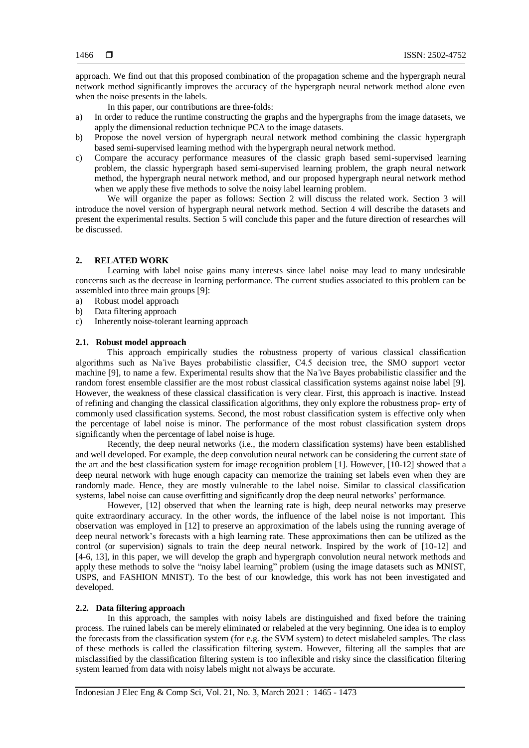approach. We find out that this proposed combination of the propagation scheme and the hypergraph neural network method significantly improves the accuracy of the hypergraph neural network method alone even when the noise presents in the labels.

In this paper, our contributions are three-folds:

a) In order to reduce the runtime constructing the graphs and the hypergraphs from the image datasets, we apply the dimensional reduction technique PCA to the image datasets.
b) Propose the novel version of hypergraph neural network method combining the classic hypergraph based semi-supervised learning method with the hypergraph neural network method.
c) Compare the accuracy performance measures of the classic graph based semi-supervised learning problem, the classic hypergraph based semi-supervised learning problem, the graph neural network method, the hypergraph neural network method, and our proposed hypergraph neural network method when we apply these five methods to solve the noisy label learning problem.

We will organize the paper as follows: Section 2 will discuss the related work. Section 3 will introduce the novel version of hypergraph neural network method. Section 4 will describe the datasets and present the experimental results. Section 5 will conclude this paper and the future direction of researches will be discussed.

## 2. RELATED WORK

Learning with label noise gains many interests since label noise may lead to many undesirable concerns such as the decrease in learning performance. The current studies associated to this problem can be assembled into three main groups [9]:

a) Robust model approach
b) Data filtering approach
c) Inherently noise-tolerant learning approach

### 2.1. Robust model approach

This approach empirically studies the robustness property of various classical classification algorithms such as Na¨ive Bayes probabilistic classifier, C4.5 decision tree, the SMO support vector machine [9], to name a few. Experimental results show that the Na¨ive Bayes probabilistic classifier and the random forest ensemble classifier are the most robust classical classification systems against noise label [9]. However, the weakness of these classical classification is very clear. First, this approach is inactive. Instead of refining and changing the classical classification algorithms, they only explore the robustness prop- erty of commonly used classification systems. Second, the most robust classification system is effective only when the percentage of label noise is minor. The performance of the most robust classification system drops significantly when the percentage of label noise is huge.

Recently, the deep neural networks (i.e., the modern classification systems) have been established and well developed. For example, the deep convolution neural network can be considering the current state of the art and the best classification system for image recognition problem [1]. However, [10-12] showed that a deep neural network with huge enough capacity can memorize the training set labels even when they are randomly made. Hence, they are mostly vulnerable to the label noise. Similar to classical classification systems, label noise can cause overfitting and significantly drop the deep neural networks' performance.

However, [12] observed that when the learning rate is high, deep neural networks may preserve quite extraordinary accuracy. In the other words, the influence of the label noise is not important. This observation was employed in [12] to preserve an approximation of the labels using the running average of deep neural network's forecasts with a high learning rate. These approximations then can be utilized as the control (or supervision) signals to train the deep neural network. Inspired by the work of [10-12] and [4-6, 13], in this paper, we will develop the graph and hypergraph convolution neural network methods and apply these methods to solve the "noisy label learning" problem (using the image datasets such as MNIST, USPS, and FASHION MNIST). To the best of our knowledge, this work has not been investigated and developed.

### 2.2. Data filtering approach

In this approach, the samples with noisy labels are distinguished and fixed before the training process. The ruined labels can be merely eliminated or relabeled at the very beginning. One idea is to employ the forecasts from the classification system (for e.g. the SVM system) to detect mislabeled samples. The class of these methods is called the classification filtering system. However, filtering all the samples that are misclassified by the classification filtering system is too inflexible and risky since the classification filtering system learned from data with noisy labels might not always be accurate.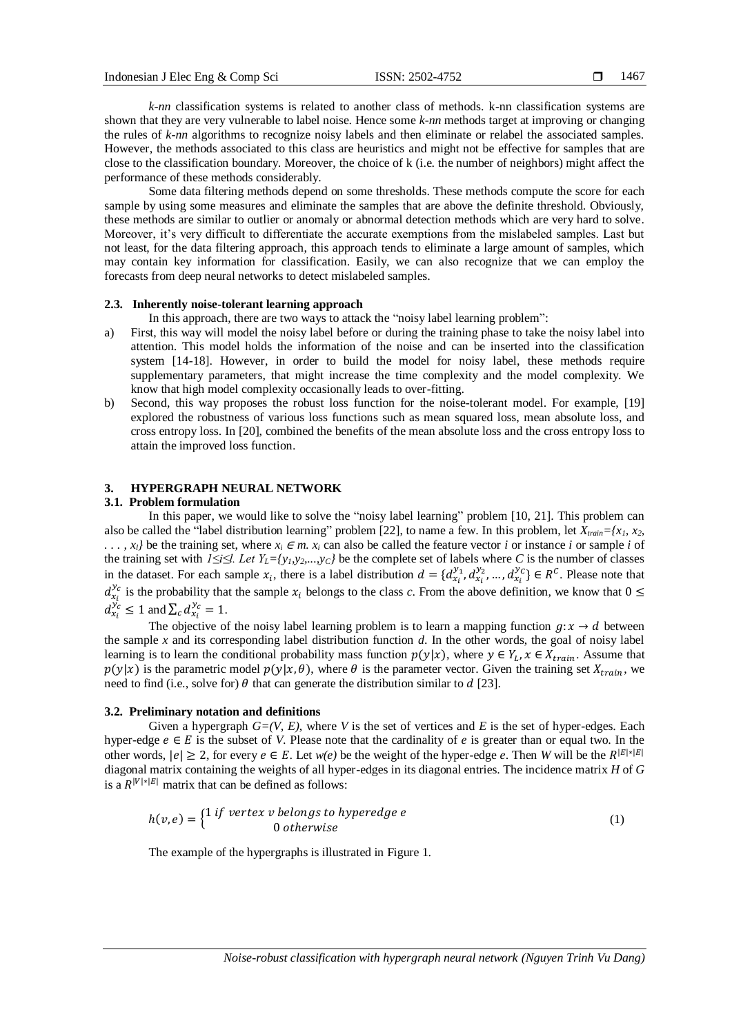*k-nn* classification systems is related to another class of methods. k-nn classification systems are shown that they are very vulnerable to label noise. Hence some *k-nn* methods target at improving or changing the rules of *k-nn* algorithms to recognize noisy labels and then eliminate or relabel the associated samples. However, the methods associated to this class are heuristics and might not be effective for samples that are close to the classification boundary. Moreover, the choice of k (i.e. the number of neighbors) might affect the performance of these methods considerably.

Some data filtering methods depend on some thresholds. These methods compute the score for each sample by using some measures and eliminate the samples that are above the definite threshold. Obviously, these methods are similar to outlier or anomaly or abnormal detection methods which are very hard to solve. Moreover, it's very difficult to differentiate the accurate exemptions from the mislabeled samples. Last but not least, for the data filtering approach, this approach tends to eliminate a large amount of samples, which may contain key information for classification. Easily, we can also recognize that we can employ the forecasts from deep neural networks to detect mislabeled samples.

### 2.3. Inherently noise-tolerant learning approach

In this approach, there are two ways to attack the "noisy label learning problem":

a) First, this way will model the noisy label before or during the training phase to take the noisy label into attention. This model holds the information of the noise and can be inserted into the classification system [14-18]. However, in order to build the model for noisy label, these methods require supplementary parameters, that might increase the time complexity and the model complexity. We know that high model complexity occasionally leads to over-fitting.

b) Second, this way proposes the robust loss function for the noise-tolerant model. For example, [19] explored the robustness of various loss functions such as mean squared loss, mean absolute loss, and cross entropy loss. In [20], combined the benefits of the mean absolute loss and the cross entropy loss to attain the improved loss function.

## 3. HYPERGRAPH NEURAL NETWORK

### 3.1. Problem formulation

In this paper, we would like to solve the "noisy label learning" problem [10, 21]. This problem can also be called the "label distribution learning" problem [22], to name a few. In this problem, let $X_{train}=\{x_1, x_2, \ldots, x_l\}$ be the training set, where $x_i \in m$. $x_i$ can also be called the feature vector $i$ or instance $i$ or sample $i$ of the training set with $1 \le i \le l$. Let $Y_L=\{y_1, y_2, \ldots, y_C\}$ be the complete set of labels where $C$ is the number of classes in the dataset. For each sample $x_i$, there is a label distribution $d = \{d_{x_i}^{y_1}, d_{x_i}^{y_2}, \ldots, d_{x_i}^{y_C}\} \in R^C$. Please note that $d_{x_i}^{y_c}$ is the probability that the sample $x_i$ belongs to the class $c$. From the above definition, we know that $0 \le d_{x_i}^{y_c} \le 1$ and $\sum_c d_{x_i}^{y_c} = 1$.

The objective of the noisy label learning problem is to learn a mapping function $g: x \rightarrow d$ between the sample $x$ and its corresponding label distribution function $d$. In the other words, the goal of noisy label learning is to learn the conditional probability mass function $p(y|x)$, where $y \in Y_L, x \in X_{train}$. Assume that $p(y|x)$ is the parametric model $p(y|x, \theta)$, where $\theta$ is the parameter vector. Given the training set $X_{train}$, we need to find (i.e., solve for) $\theta$ that can generate the distribution similar to $d$ [23].

### 3.2. Preliminary notation and definitions

Given a hypergraph $G=(V, E)$, where $V$ is the set of vertices and $E$ is the set of hyper-edges. Each hyper-edge $e \in E$ is the subset of $V$. Please note that the cardinality of $e$ is greater than or equal two. In the other words, $|e| \geq 2$, for every $e \in E$. Let $w(e)$ be the weight of the hyper-edge $e$. Then $W$ will be the $R^{|E|*|E|}$ diagonal matrix containing the weights of all hyper-edges in its diagonal entries. The incidence matrix $H$ of $G$ is a $R^{|V|*|E|}$ matrix that can be defined as follows:

$$h(v,e) = \begin{cases} 1 \text{ if vertex } v \text{ belongs to hyperedge } e \\ 0 \text{ otherwise} \end{cases} \tag{1}$$

The example of the hypergraphs is illustrated in Figure 1.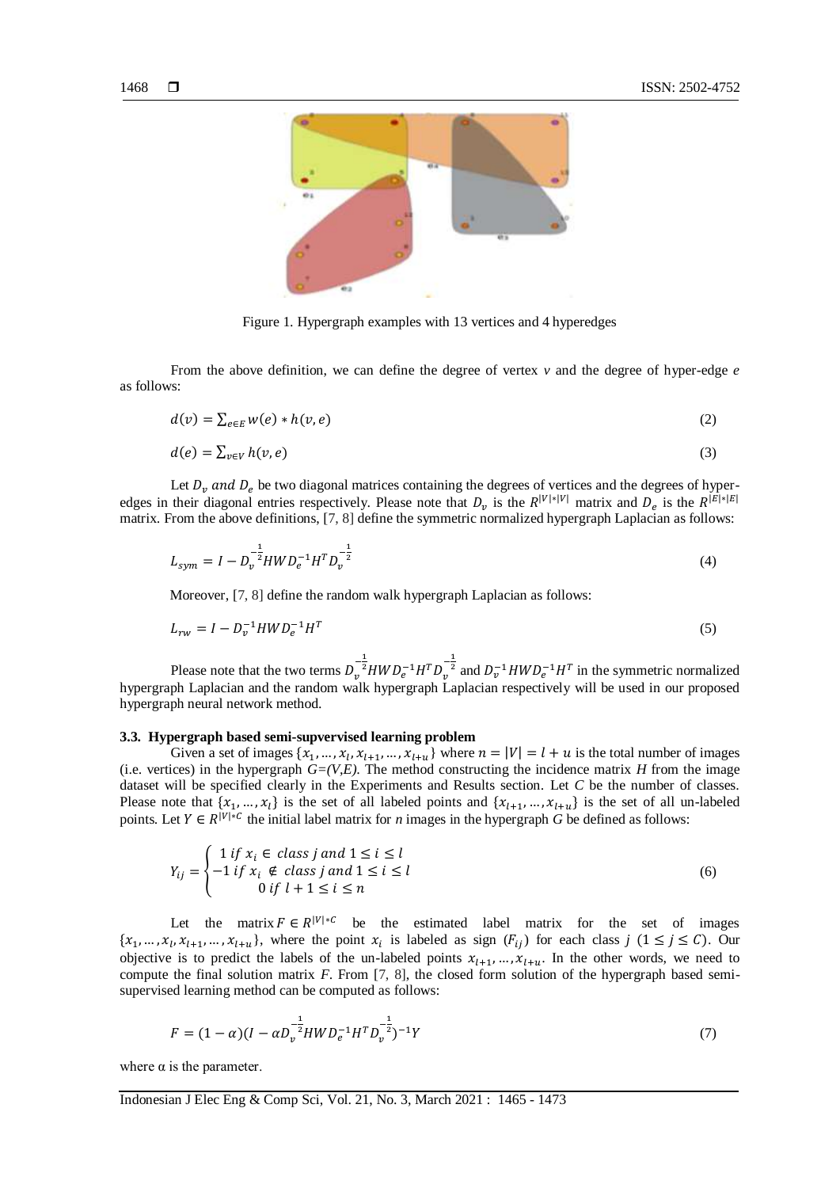Figure 1. Hypergraph examples with 13 vertices and 4 hyperedges

From the above definition, we can define the degree of vertex $v$ and the degree of hyper-edge $e$ as follows:

$$d(v) = \sum_{e \in E} w(e) * h(v, e) \tag{2}$$

$$d(e) = \sum_{v \in V} h(v, e) \tag{3}$$

Let $D_v$ and $D_e$ be two diagonal matrices containing the degrees of vertices and the degrees of hyper-edges in their diagonal entries respectively. Please note that $D_v$ is the $R^{|V|*|V|}$ matrix and $D_e$ is the $R^{|E|*|E|}$ matrix. From the above definitions, [7, 8] define the symmetric normalized hypergraph Laplacian as follows:

$$L_{sym} = I - D_v^{-\frac{1}{2}} H W D_e^{-1} H^T D_v^{-\frac{1}{2}} \tag{4}$$

Moreover, [7, 8] define the random walk hypergraph Laplacian as follows:

$$L_{rw} = I - D_v^{-1} H W D_e^{-1} H^T \tag{5}$$

Please note that the two terms $D_v^{-\frac{1}{2}} H W D_e^{-1} H^T D_v^{-\frac{1}{2}}$ and $D_v^{-1} H W D_e^{-1} H^T$ in the symmetric normalized hypergraph Laplacian and the random walk hypergraph Laplacian respectively will be used in our proposed hypergraph neural network method.

### 3.3. Hypergraph based semi-supvervised learning problem

Given a set of images $\{x_1, \dots, x_l, x_{l+1}, \dots, x_{l+u}\}$ where $n = |V| = l + u$ is the total number of images (i.e. vertices) in the hypergraph $G=(V,E)$. The method constructing the incidence matrix $H$ from the image dataset will be specified clearly in the Experiments and Results section. Let $C$ be the number of classes. Please note that $\{x_1, \dots, x_l\}$ is the set of all labeled points and $\{x_{l+1}, \dots, x_{l+u}\}$ is the set of all un-labeled points. Let $Y \in R^{|V|*C}$ the initial label matrix for $n$ images in the hypergraph $G$ be defined as follows:

$$Y_{ij} = \begin{cases} 1 \text{ if } x_i \in \text{class } j \text{ and } 1 \le i \le l \\ -1 \text{ if } x_i \notin \text{class } j \text{ and } 1 \le i \le l \\ 0 \text{ if } l+1 \le i \le n \end{cases} \tag{6}$$

Let the matrix $F \in R^{|V|*C}$ be the estimated label matrix for the set of images $\{x_1, \dots, x_l, x_{l+1}, \dots, x_{l+u}\}$, where the point $x_i$ is labeled as sign $(F_{ij})$ for each class $j$ $(1 \le j \le C)$. Our objective is to predict the labels of the un-labeled points $x_{l+1}, \dots, x_{l+u}$. In the other words, we need to compute the final solution matrix $F$. From [7, 8], the closed form solution of the hypergraph based semi-supervised learning method can be computed as follows:

$$F = (1 - \alpha)(I - \alpha D_v^{-\frac{1}{2}} H W D_e^{-1} H^T D_v^{-\frac{1}{2}})^{-1} Y \tag{7}$$

where α is the parameter.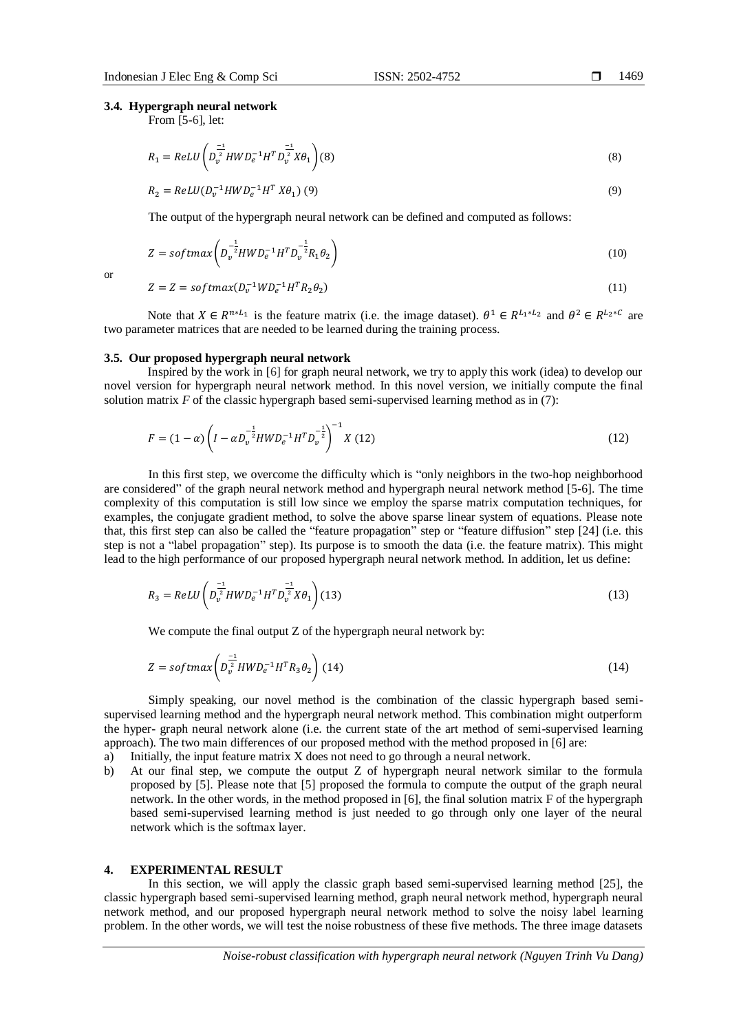### 3.4. Hypergraph neural network

From [5-6], let:

$$R_1 = ReLU\left(D_v^{\frac{-1}{2}} HWD_e^{-1}H^T D_v^{\frac{-1}{2}} X\theta_1\right)(8) \tag{8}$$

$$R_2 = ReLU(D_v^{-1}HWD_e^{-1}H^T\ X\theta_1)\ (9) \tag{9}$$

The output of the hypergraph neural network can be defined and computed as follows:

$$Z = softmax\left(D_v^{-\frac{1}{2}}HWD_e^{-1}H^T D_v^{-\frac{1}{2}} R_1\theta_2\right) \tag{10}$$

or

$$Z = Z = softmax(D_v^{-1}WD_e^{-1}H^T R_2\theta_2) \tag{11}$$

Note that $X \in R^{n*L_1}$ is the feature matrix (i.e. the image dataset). $\theta^1 \in R^{L_1*L_2}$ and $\theta^2 \in R^{L_2*C}$ are two parameter matrices that are needed to be learned during the training process.

### 3.5. Our proposed hypergraph neural network

Inspired by the work in [6] for graph neural network, we try to apply this work (idea) to develop our novel version for hypergraph neural network method. In this novel version, we initially compute the final solution matrix *F* of the classic hypergraph based semi-supervised learning method as in (7):

$$F = (1-\alpha)\left(I - \alpha D_v^{-\frac{1}{2}}HWD_e^{-1}H^T D_v^{-\frac{1}{2}}\right)^{-1} X\ (12) \tag{12}$$

In this first step, we overcome the difficulty which is "only neighbors in the two-hop neighborhood are considered" of the graph neural network method and hypergraph neural network method [5-6]. The time complexity of this computation is still low since we employ the sparse matrix computation techniques, for examples, the conjugate gradient method, to solve the above sparse linear system of equations. Please note that, this first step can also be called the "feature propagation" step or "feature diffusion" step [24] (i.e. this step is not a "label propagation" step). Its purpose is to smooth the data (i.e. the feature matrix). This might lead to the high performance of our proposed hypergraph neural network method. In addition, let us define:

$$R_3 = ReLU\left(D_v^{\frac{-1}{2}} HWD_e^{-1}H^T D_v^{\frac{-1}{2}} X\theta_1\right)(13) \tag{13}$$

We compute the final output Z of the hypergraph neural network by:

$$Z = softmax\left(D_v^{\frac{-1}{2}} HWD_e^{-1}H^T R_3\theta_2\right)\ (14) \tag{14}$$

Simply speaking, our novel method is the combination of the classic hypergraph based semi-supervised learning method and the hypergraph neural network method. This combination might outperform the hyper- graph neural network alone (i.e. the current state of the art method of semi-supervised learning approach). The two main differences of our proposed method with the method proposed in [6] are:

a) Initially, the input feature matrix X does not need to go through a neural network.
b) At our final step, we compute the output Z of hypergraph neural network similar to the formula proposed by [5]. Please note that [5] proposed the formula to compute the output of the graph neural network. In the other words, in the method proposed in [6], the final solution matrix F of the hypergraph based semi-supervised learning method is just needed to go through only one layer of the neural network which is the softmax layer.

## 4. EXPERIMENTAL RESULT

In this section, we will apply the classic graph based semi-supervised learning method [25], the classic hypergraph based semi-supervised learning method, graph neural network method, hypergraph neural network method, and our proposed hypergraph neural network method to solve the noisy label learning problem. In the other words, we will test the noise robustness of these five methods. The three image datasets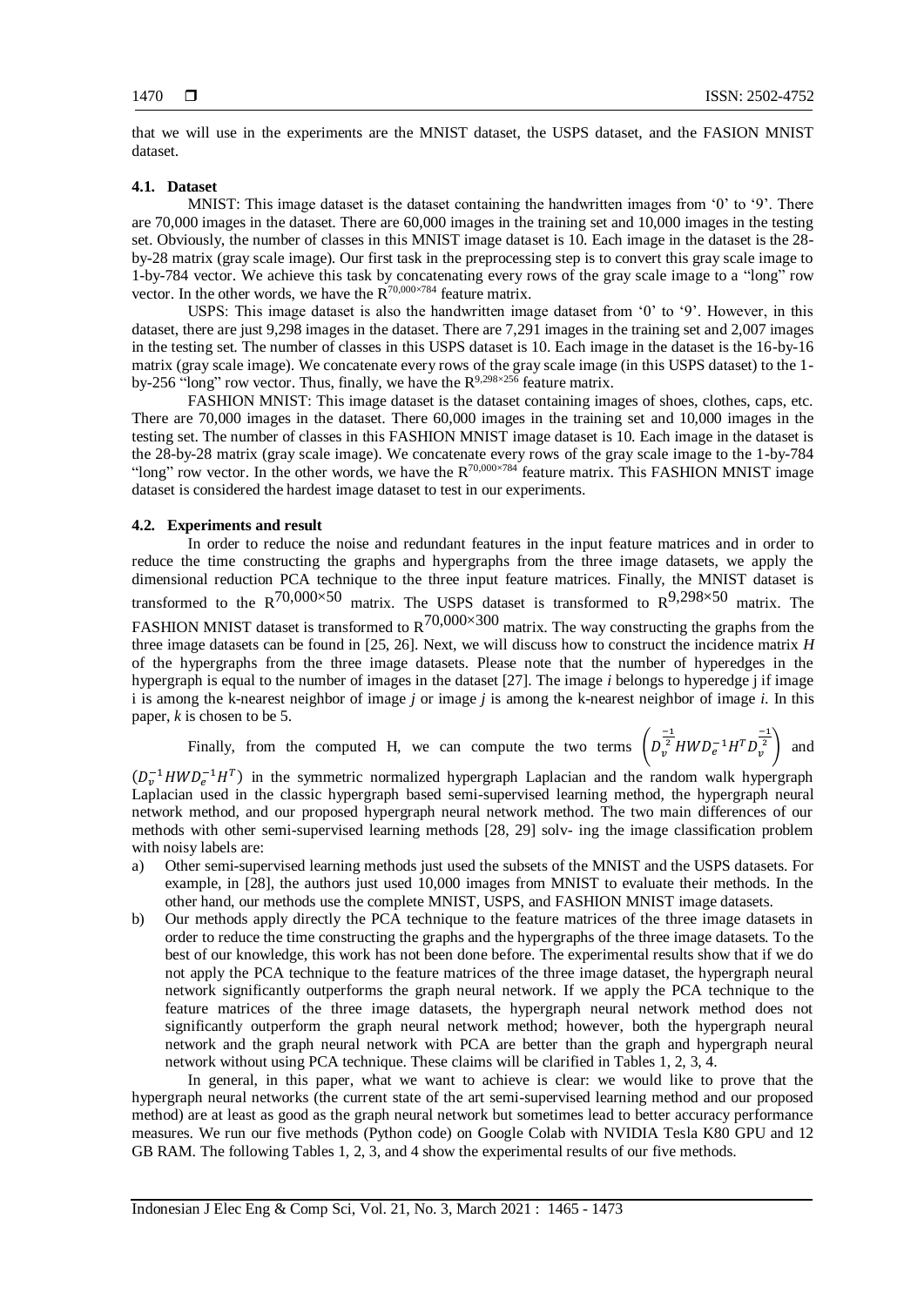that we will use in the experiments are the MNIST dataset, the USPS dataset, and the FASION MNIST dataset.

### 4.1. Dataset

MNIST: This image dataset is the dataset containing the handwritten images from '0' to '9'. There are 70,000 images in the dataset. There are 60,000 images in the training set and 10,000 images in the testing set. Obviously, the number of classes in this MNIST image dataset is 10. Each image in the dataset is the 28-by-28 matrix (gray scale image). Our first task in the preprocessing step is to convert this gray scale image to 1-by-784 vector. We achieve this task by concatenating every rows of the gray scale image to a "long" row vector. In the other words, we have the $R^{70,000 \times 784}$ feature matrix.

USPS: This image dataset is also the handwritten image dataset from '0' to '9'. However, in this dataset, there are just 9,298 images in the dataset. There are 7,291 images in the training set and 2,007 images in the testing set. The number of classes in this USPS dataset is 10. Each image in the dataset is the 16-by-16 matrix (gray scale image). We concatenate every rows of the gray scale image (in this USPS dataset) to the 1-by-256 "long" row vector. Thus, finally, we have the $R^{9,298 \times 256}$ feature matrix.

FASHION MNIST: This image dataset is the dataset containing images of shoes, clothes, caps, etc. There are 70,000 images in the dataset. There 60,000 images in the training set and 10,000 images in the testing set. The number of classes in this FASHION MNIST image dataset is 10. Each image in the dataset is the 28-by-28 matrix (gray scale image). We concatenate every rows of the gray scale image to the 1-by-784 "long" row vector. In the other words, we have the $R^{70,000 \times 784}$ feature matrix. This FASHION MNIST image dataset is considered the hardest image dataset to test in our experiments.

### 4.2. Experiments and result

In order to reduce the noise and redundant features in the input feature matrices and in order to reduce the time constructing the graphs and hypergraphs from the three image datasets, we apply the dimensional reduction PCA technique to the three input feature matrices. Finally, the MNIST dataset is transformed to the $R^{70,000 \times 50}$ matrix. The USPS dataset is transformed to $R^{9,298 \times 50}$ matrix. The FASHION MNIST dataset is transformed to $R^{70,000 \times 300}$ matrix. The way constructing the graphs from the three image datasets can be found in [25, 26]. Next, we will discuss how to construct the incidence matrix *H* of the hypergraphs from the three image datasets. Please note that the number of hyperedges in the hypergraph is equal to the number of images in the dataset [27]. The image *i* belongs to hyperedge j if image i is among the k-nearest neighbor of image *j* or image *j* is among the k-nearest neighbor of image *i*. In this paper, *k* is chosen to be 5.

Finally, from the computed H, we can compute the two terms $\left(D_v^{\frac{-1}{2}} H W D_e^{-1} H^T D_v^{\frac{-1}{2}}\right)$ and $(D_v^{-1} H W D_e^{-1} H^T)$ in the symmetric normalized hypergraph Laplacian and the random walk hypergraph Laplacian used in the classic hypergraph based semi-supervised learning method, the hypergraph neural network method, and our proposed hypergraph neural network method. The two main differences of our methods with other semi-supervised learning methods [28, 29] solv- ing the image classification problem with noisy labels are:

a) Other semi-supervised learning methods just used the subsets of the MNIST and the USPS datasets. For example, in [28], the authors just used 10,000 images from MNIST to evaluate their methods. In the other hand, our methods use the complete MNIST, USPS, and FASHION MNIST image datasets.
b) Our methods apply directly the PCA technique to the feature matrices of the three image datasets in order to reduce the time constructing the graphs and the hypergraphs of the three image datasets. To the best of our knowledge, this work has not been done before. The experimental results show that if we do not apply the PCA technique to the feature matrices of the three image dataset, the hypergraph neural network significantly outperforms the graph neural network. If we apply the PCA technique to the feature matrices of the three image datasets, the hypergraph neural network method does not significantly outperform the graph neural network method; however, both the hypergraph neural network and the graph neural network with PCA are better than the graph and hypergraph neural network without using PCA technique. These claims will be clarified in Tables 1, 2, 3, 4.

In general, in this paper, what we want to achieve is clear: we would like to prove that the hypergraph neural networks (the current state of the art semi-supervised learning method and our proposed method) are at least as good as the graph neural network but sometimes lead to better accuracy performance measures. We run our five methods (Python code) on Google Colab with NVIDIA Tesla K80 GPU and 12 GB RAM. The following Tables 1, 2, 3, and 4 show the experimental results of our five methods.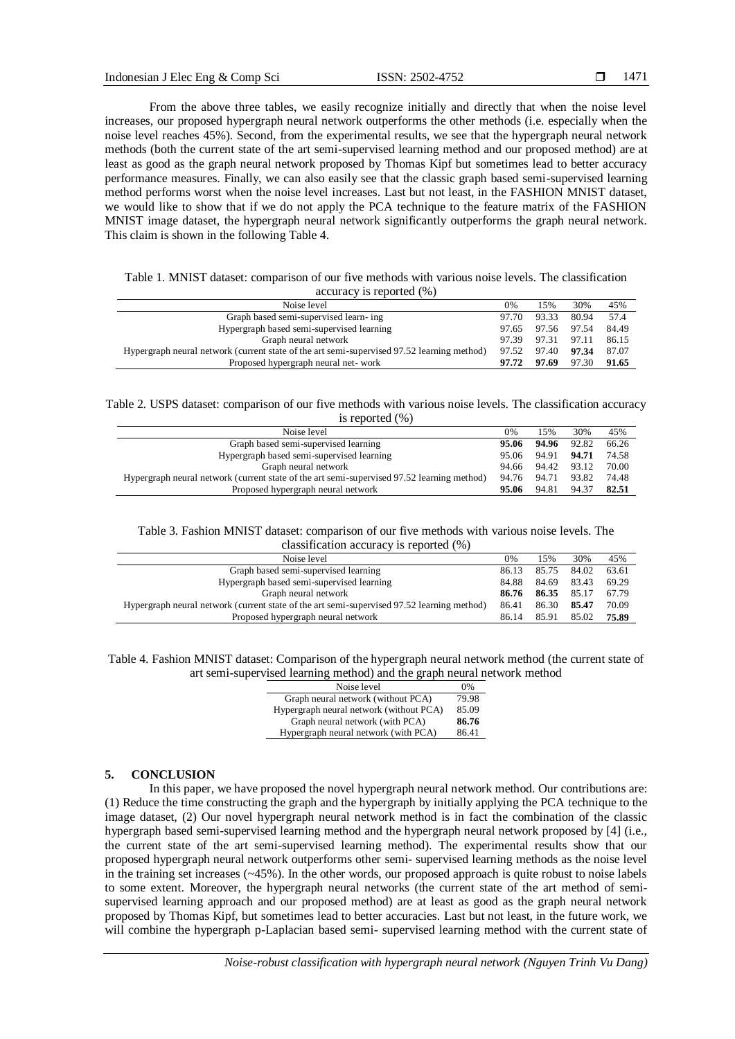From the above three tables, we easily recognize initially and directly that when the noise level increases, our proposed hypergraph neural network outperforms the other methods (i.e. especially when the noise level reaches 45%). Second, from the experimental results, we see that the hypergraph neural network methods (both the current state of the art semi-supervised learning method and our proposed method) are at least as good as the graph neural network proposed by Thomas Kipf but sometimes lead to better accuracy performance measures. Finally, we can also easily see that the classic graph based semi-supervised learning method performs worst when the noise level increases. Last but not least, in the FASHION MNIST dataset, we would like to show that if we do not apply the PCA technique to the feature matrix of the FASHION MNIST image dataset, the hypergraph neural network significantly outperforms the graph neural network. This claim is shown in the following Table 4.

Table 1. MNIST dataset: comparison of our five methods with various noise levels. The classification accuracy is reported (%)

| Noise level | 0% | 15% | 30% | 45% |
|---|---|---|---|---|
| Graph based semi-supervised learn- ing | 97.70 | 93.33 | 80.94 | 57.4 |
| Hypergraph based semi-supervised learning | 97.65 | 97.56 | 97.54 | 84.49 |
| Graph neural network | 97.39 | 97.31 | 97.11 | 86.15 |
| Hypergraph neural network (current state of the art semi-supervised 97.52 learning method) | 97.52 | 97.40 | **97.34** | 87.07 |
| Proposed hypergraph neural net- work | **97.72** | **97.69** | 97.30 | **91.65** |

Table 2. USPS dataset: comparison of our five methods with various noise levels. The classification accuracy is reported (%)

| Noise level | 0% | 15% | 30% | 45% |
|---|---|---|---|---|
| Graph based semi-supervised learning | **95.06** | **94.96** | 92.82 | 66.26 |
| Hypergraph based semi-supervised learning | 95.06 | 94.91 | **94.71** | 74.58 |
| Graph neural network | 94.66 | 94.42 | 93.12 | 70.00 |
| Hypergraph neural network (current state of the art semi-supervised 97.52 learning method) | 94.76 | 94.71 | 93.82 | 74.48 |
| Proposed hypergraph neural network | **95.06** | 94.81 | 94.37 | **82.51** |

Table 3. Fashion MNIST dataset: comparison of our five methods with various noise levels. The classification accuracy is reported (%)

| Noise level | 0% | 15% | 30% | 45% |
|---|---|---|---|---|
| Graph based semi-supervised learning | 86.13 | 85.75 | 84.02 | 63.61 |
| Hypergraph based semi-supervised learning | 84.88 | 84.69 | 83.43 | 69.29 |
| Graph neural network | **86.76** | **86.35** | 85.17 | 67.79 |
| Hypergraph neural network (current state of the art semi-supervised 97.52 learning method) | 86.41 | 86.30 | **85.47** | 70.09 |
| Proposed hypergraph neural network | 86.14 | 85.91 | 85.02 | **75.89** |

Table 4. Fashion MNIST dataset: Comparison of the hypergraph neural network method (the current state of art semi-supervised learning method) and the graph neural network method

| Noise level | 0% |
|---|---|
| Graph neural network (without PCA) | 79.98 |
| Hypergraph neural network (without PCA) | 85.09 |
| Graph neural network (with PCA) | **86.76** |
| Hypergraph neural network (with PCA) | 86.41 |

## 5. CONCLUSION

In this paper, we have proposed the novel hypergraph neural network method. Our contributions are: (1) Reduce the time constructing the graph and the hypergraph by initially applying the PCA technique to the image dataset, (2) Our novel hypergraph neural network method is in fact the combination of the classic hypergraph based semi-supervised learning method and the hypergraph neural network proposed by [4] (i.e., the current state of the art semi-supervised learning method). The experimental results show that our proposed hypergraph neural network outperforms other semi- supervised learning methods as the noise level in the training set increases (~45%). In the other words, our proposed approach is quite robust to noise labels to some extent. Moreover, the hypergraph neural networks (the current state of the art method of semi-supervised learning approach and our proposed method) are at least as good as the graph neural network proposed by Thomas Kipf, but sometimes lead to better accuracies. Last but not least, in the future work, we will combine the hypergraph p-Laplacian based semi- supervised learning method with the current state of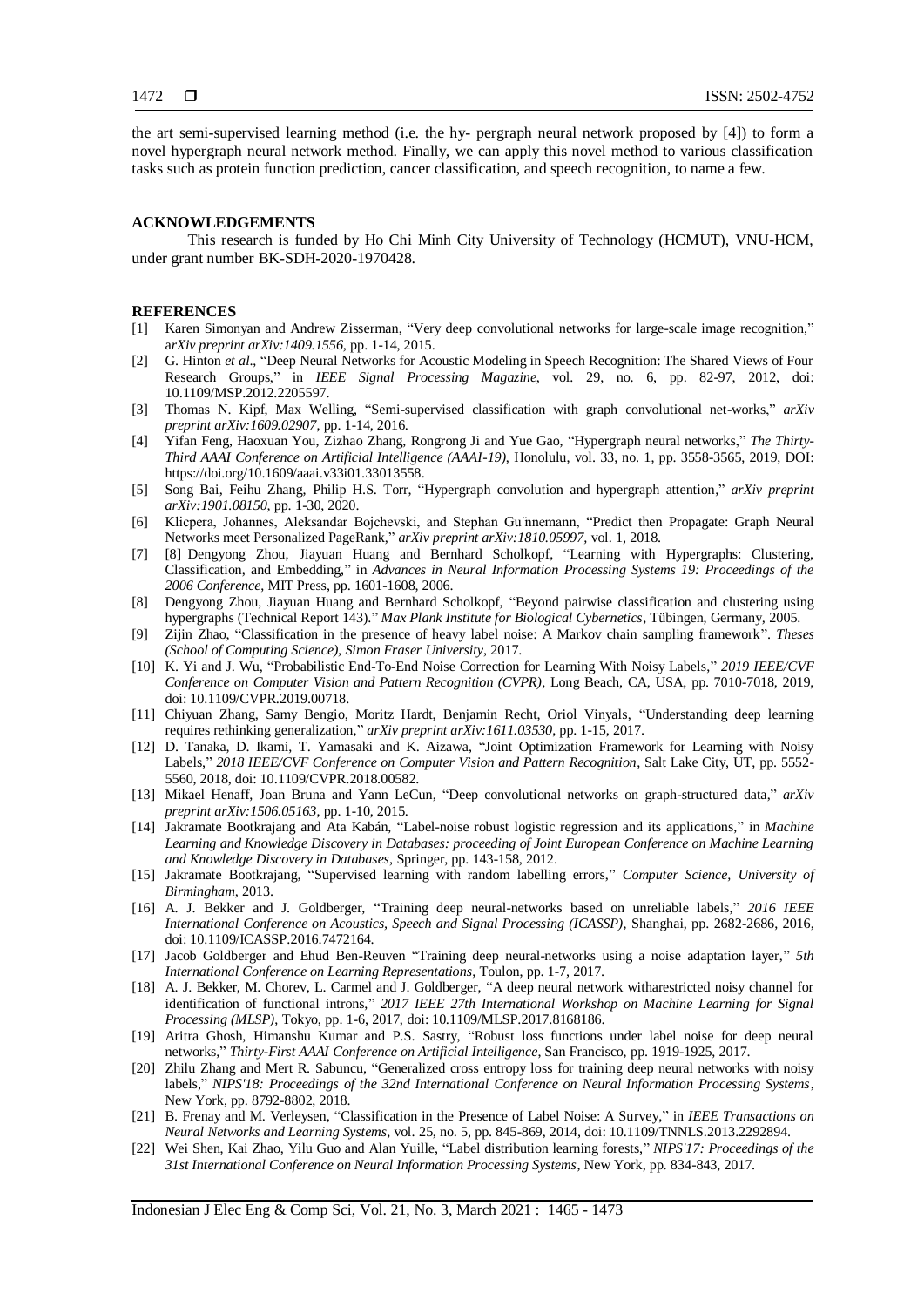the art semi-supervised learning method (i.e. the hy- pergraph neural network proposed by [4]) to form a novel hypergraph neural network method. Finally, we can apply this novel method to various classification tasks such as protein function prediction, cancer classification, and speech recognition, to name a few.

## ACKNOWLEDGEMENTS

This research is funded by Ho Chi Minh City University of Technology (HCMUT), VNU-HCM, under grant number BK-SDH-2020-1970428.

## REFERENCES

[1] Karen Simonyan and Andrew Zisserman, "Very deep convolutional networks for large-scale image recognition," a*rXiv preprint arXiv:1409.1556*, pp. 1-14, 2015.

[2] G. Hinton *et al*., "Deep Neural Networks for Acoustic Modeling in Speech Recognition: The Shared Views of Four Research Groups," in *IEEE Signal Processing Magazine*, vol. 29, no. 6, pp. 82-97, 2012, doi: 10.1109/MSP.2012.2205597.

[3] Thomas N. Kipf, Max Welling, "Semi-supervised classification with graph convolutional net-works," *arXiv preprint arXiv:1609.02907*, pp. 1-14, 2016.

[4] Yifan Feng, Haoxuan You, Zizhao Zhang, Rongrong Ji and Yue Gao, "Hypergraph neural networks," *The Thirty-Third AAAI Conference on Artificial Intelligence (AAAI-19)*, Honolulu, vol. 33, no. 1, pp. 3558-3565, 2019, DOI: https://doi.org/10.1609/aaai.v33i01.33013558.

[5] Song Bai, Feihu Zhang, Philip H.S. Torr, "Hypergraph convolution and hypergraph attention," *arXiv preprint arXiv:1901.08150*, pp. 1-30, 2020.

[6] Klicpera, Johannes, Aleksandar Bojchevski, and Stephan Gu ̈nnemann, "Predict then Propagate: Graph Neural Networks meet Personalized PageRank," *arXiv preprint arXiv:1810.05997*, vol. 1, 2018.

[7] [8] Dengyong Zhou, Jiayuan Huang and Bernhard Scholkopf, "Learning with Hypergraphs: Clustering, Classification, and Embedding," in *Advances in Neural Information Processing Systems 19: Proceedings of the 2006 Conference*, MIT Press, pp. 1601-1608, 2006.

[8] Dengyong Zhou, Jiayuan Huang and Bernhard Scholkopf, "Beyond pairwise classification and clustering using hypergraphs (Technical Report 143)." *Max Plank Institute for Biological Cybernetics*, Tübingen, Germany, 2005.

[9] Zijin Zhao, "Classification in the presence of heavy label noise: A Markov chain sampling framework". *Theses (School of Computing Science), Simon Fraser University*, 2017.

[10] K. Yi and J. Wu, "Probabilistic End-To-End Noise Correction for Learning With Noisy Labels," *2019 IEEE/CVF Conference on Computer Vision and Pattern Recognition (CVPR)*, Long Beach, CA, USA, pp. 7010-7018, 2019, doi: 10.1109/CVPR.2019.00718.

[11] Chiyuan Zhang, Samy Bengio, Moritz Hardt, Benjamin Recht, Oriol Vinyals, "Understanding deep learning requires rethinking generalization," *arXiv preprint arXiv:1611.03530*, pp. 1-15, 2017.

[12] D. Tanaka, D. Ikami, T. Yamasaki and K. Aizawa, "Joint Optimization Framework for Learning with Noisy Labels," *2018 IEEE/CVF Conference on Computer Vision and Pattern Recognition*, Salt Lake City, UT, pp. 5552-5560, 2018, doi: 10.1109/CVPR.2018.00582.

[13] Mikael Henaff, Joan Bruna and Yann LeCun, "Deep convolutional networks on graph-structured data," *arXiv preprint arXiv:1506.05163*, pp. 1-10, 2015.

[14] Jakramate Bootkrajang and Ata Kabán, "Label-noise robust logistic regression and its applications," in *Machine Learning and Knowledge Discovery in Databases: proceeding of Joint European Conference on Machine Learning and Knowledge Discovery in Databases*, Springer, pp. 143-158, 2012.

[15] Jakramate Bootkrajang, "Supervised learning with random labelling errors," *Computer Science, University of Birmingham*, 2013.

[16] A. J. Bekker and J. Goldberger, "Training deep neural-networks based on unreliable labels," *2016 IEEE International Conference on Acoustics, Speech and Signal Processing (ICASSP)*, Shanghai, pp. 2682-2686, 2016, doi: 10.1109/ICASSP.2016.7472164.

[17] Jacob Goldberger and Ehud Ben-Reuven "Training deep neural-networks using a noise adaptation layer," *5th International Conference on Learning Representations*, Toulon, pp. 1-7, 2017.

[18] A. J. Bekker, M. Chorev, L. Carmel and J. Goldberger, "A deep neural network witharestricted noisy channel for identification of functional introns," *2017 IEEE 27th International Workshop on Machine Learning for Signal Processing (MLSP)*, Tokyo, pp. 1-6, 2017, doi: 10.1109/MLSP.2017.8168186.

[19] Aritra Ghosh, Himanshu Kumar and P.S. Sastry, "Robust loss functions under label noise for deep neural networks," *Thirty-First AAAI Conference on Artificial Intelligence*, San Francisco, pp. 1919-1925, 2017.

[20] Zhilu Zhang and Mert R. Sabuncu, "Generalized cross entropy loss for training deep neural networks with noisy labels," *NIPS'18: Proceedings of the 32nd International Conference on Neural Information Processing Systems*, New York, pp. 8792-8802, 2018.

[21] B. Frenay and M. Verleysen, "Classification in the Presence of Label Noise: A Survey," in *IEEE Transactions on Neural Networks and Learning Systems*, vol. 25, no. 5, pp. 845-869, 2014, doi: 10.1109/TNNLS.2013.2292894.

[22] Wei Shen, Kai Zhao, Yilu Guo and Alan Yuille, "Label distribution learning forests," *NIPS'17: Proceedings of the 31st International Conference on Neural Information Processing Systems*, New York, pp. 834-843, 2017.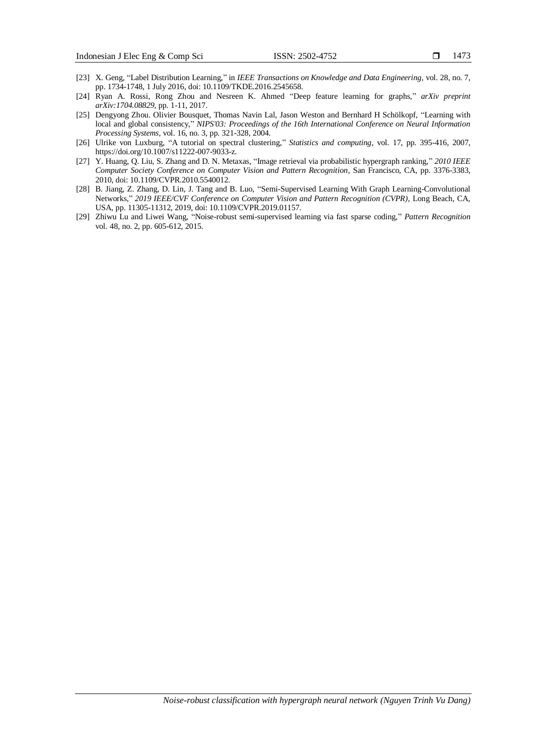[23] X. Geng, "Label Distribution Learning," in *IEEE Transactions on Knowledge and Data Engineering*, vol. 28, no. 7, pp. 1734-1748, 1 July 2016, doi: 10.1109/TKDE.2016.2545658.

[24] Ryan A. Rossi, Rong Zhou and Nesreen K. Ahmed "Deep feature learning for graphs," *arXiv preprint arXiv:1704.08829*, pp. 1-11, 2017.

[25] Dengyong Zhou. Olivier Bousquet, Thomas Navin Lal, Jason Weston and Bernhard H Schölkopf, "Learning with local and global consistency," *NIPS'03: Proceedings of the 16th International Conference on Neural Information Processing Systems*, vol. 16, no. 3, pp. 321-328, 2004.

[26] Ulrike von Luxburg, "A tutorial on spectral clustering," *Statistics and computing*, vol. 17, pp. 395-416, 2007, https://doi.org/10.1007/s11222-007-9033-z.

[27] Y. Huang, Q. Liu, S. Zhang and D. N. Metaxas, "Image retrieval via probabilistic hypergraph ranking," *2010 IEEE Computer Society Conference on Computer Vision and Pattern Recognition*, San Francisco, CA, pp. 3376-3383, 2010, doi: 10.1109/CVPR.2010.5540012.

[28] B. Jiang, Z. Zhang, D. Lin, J. Tang and B. Luo, "Semi-Supervised Learning With Graph Learning-Convolutional Networks," *2019 IEEE/CVF Conference on Computer Vision and Pattern Recognition (CVPR)*, Long Beach, CA, USA, pp. 11305-11312, 2019, doi: 10.1109/CVPR.2019.01157.

[29] Zhiwu Lu and Liwei Wang, "Noise-robust semi-supervised learning via fast sparse coding," *Pattern Recognition* vol. 48, no. 2, pp. 605-612, 2015.